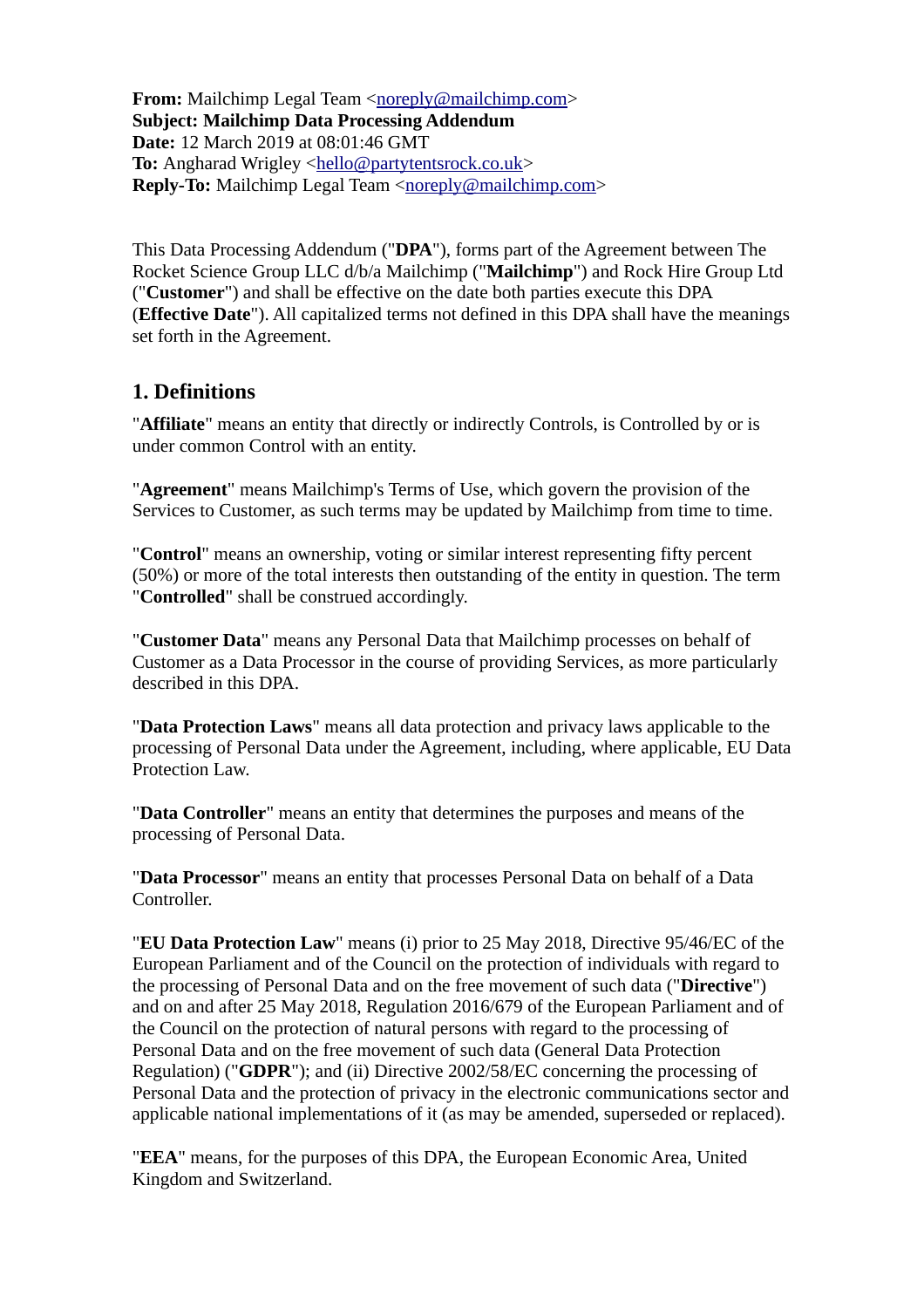**From:** Mailchimp Legal Team <noreply@mailchimp.com>
**Subject: Mailchimp Data Processing Addendum**
**Date:** 12 March 2019 at 08:01:46 GMT
**To:** Angharad Wrigley <hello@partytentsrock.co.uk>
**Reply-To:** Mailchimp Legal Team <noreply@mailchimp.com>

This Data Processing Addendum ("**DPA**"), forms part of the Agreement between The Rocket Science Group LLC d/b/a Mailchimp ("**Mailchimp**") and Rock Hire Group Ltd ("**Customer**") and shall be effective on the date both parties execute this DPA (**Effective Date**"). All capitalized terms not defined in this DPA shall have the meanings set forth in the Agreement.

## 1. Definitions

"**Affiliate**" means an entity that directly or indirectly Controls, is Controlled by or is under common Control with an entity.

"**Agreement**" means Mailchimp's Terms of Use, which govern the provision of the Services to Customer, as such terms may be updated by Mailchimp from time to time.

"**Control**" means an ownership, voting or similar interest representing fifty percent (50%) or more of the total interests then outstanding of the entity in question. The term "**Controlled**" shall be construed accordingly.

"**Customer Data**" means any Personal Data that Mailchimp processes on behalf of Customer as a Data Processor in the course of providing Services, as more particularly described in this DPA.

"**Data Protection Laws**" means all data protection and privacy laws applicable to the processing of Personal Data under the Agreement, including, where applicable, EU Data Protection Law.

"**Data Controller**" means an entity that determines the purposes and means of the processing of Personal Data.

"**Data Processor**" means an entity that processes Personal Data on behalf of a Data Controller.

"**EU Data Protection Law**" means (i) prior to 25 May 2018, Directive 95/46/EC of the European Parliament and of the Council on the protection of individuals with regard to the processing of Personal Data and on the free movement of such data ("**Directive**") and on and after 25 May 2018, Regulation 2016/679 of the European Parliament and of the Council on the protection of natural persons with regard to the processing of Personal Data and on the free movement of such data (General Data Protection Regulation) ("**GDPR**"); and (ii) Directive 2002/58/EC concerning the processing of Personal Data and the protection of privacy in the electronic communications sector and applicable national implementations of it (as may be amended, superseded or replaced).

"**EEA**" means, for the purposes of this DPA, the European Economic Area, United Kingdom and Switzerland.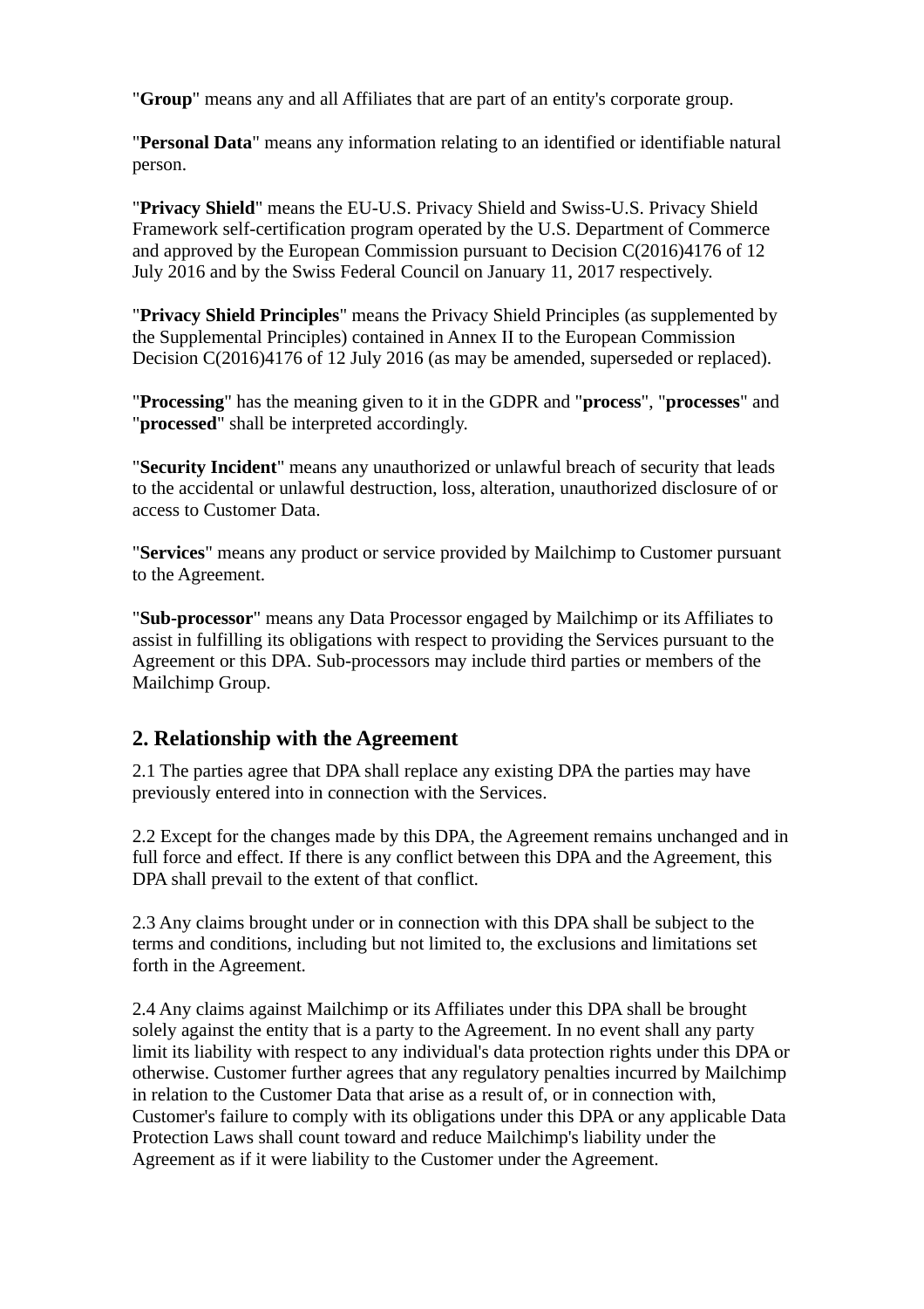"**Group**" means any and all Affiliates that are part of an entity's corporate group.

"**Personal Data**" means any information relating to an identified or identifiable natural person.

"**Privacy Shield**" means the EU-U.S. Privacy Shield and Swiss-U.S. Privacy Shield Framework self-certification program operated by the U.S. Department of Commerce and approved by the European Commission pursuant to Decision C(2016)4176 of 12 July 2016 and by the Swiss Federal Council on January 11, 2017 respectively.

"**Privacy Shield Principles**" means the Privacy Shield Principles (as supplemented by the Supplemental Principles) contained in Annex II to the European Commission Decision C(2016)4176 of 12 July 2016 (as may be amended, superseded or replaced).

"**Processing**" has the meaning given to it in the GDPR and "**process**", "**processes**" and "**processed**" shall be interpreted accordingly.

"**Security Incident**" means any unauthorized or unlawful breach of security that leads to the accidental or unlawful destruction, loss, alteration, unauthorized disclosure of or access to Customer Data.

"**Services**" means any product or service provided by Mailchimp to Customer pursuant to the Agreement.

"**Sub-processor**" means any Data Processor engaged by Mailchimp or its Affiliates to assist in fulfilling its obligations with respect to providing the Services pursuant to the Agreement or this DPA. Sub-processors may include third parties or members of the Mailchimp Group.

## 2. Relationship with the Agreement

2.1 The parties agree that DPA shall replace any existing DPA the parties may have previously entered into in connection with the Services.

2.2 Except for the changes made by this DPA, the Agreement remains unchanged and in full force and effect. If there is any conflict between this DPA and the Agreement, this DPA shall prevail to the extent of that conflict.

2.3 Any claims brought under or in connection with this DPA shall be subject to the terms and conditions, including but not limited to, the exclusions and limitations set forth in the Agreement.

2.4 Any claims against Mailchimp or its Affiliates under this DPA shall be brought solely against the entity that is a party to the Agreement. In no event shall any party limit its liability with respect to any individual's data protection rights under this DPA or otherwise. Customer further agrees that any regulatory penalties incurred by Mailchimp in relation to the Customer Data that arise as a result of, or in connection with, Customer's failure to comply with its obligations under this DPA or any applicable Data Protection Laws shall count toward and reduce Mailchimp's liability under the Agreement as if it were liability to the Customer under the Agreement.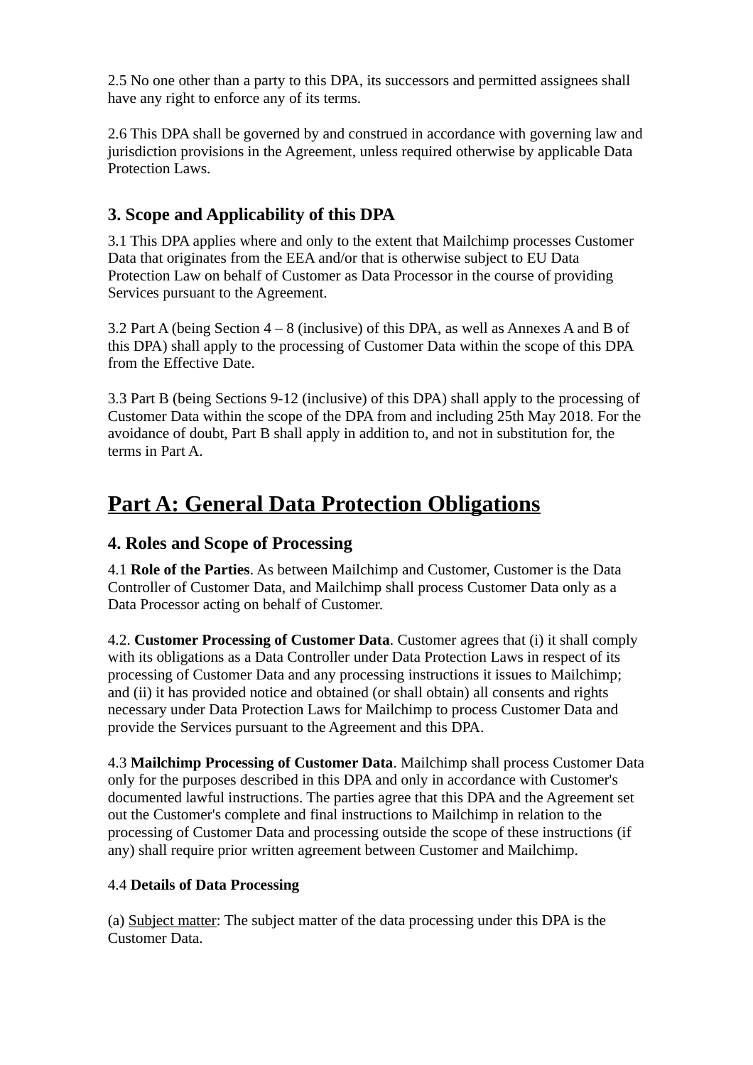2.5 No one other than a party to this DPA, its successors and permitted assignees shall have any right to enforce any of its terms.

2.6 This DPA shall be governed by and construed in accordance with governing law and jurisdiction provisions in the Agreement, unless required otherwise by applicable Data Protection Laws.

## 3. Scope and Applicability of this DPA

3.1 This DPA applies where and only to the extent that Mailchimp processes Customer Data that originates from the EEA and/or that is otherwise subject to EU Data Protection Law on behalf of Customer as Data Processor in the course of providing Services pursuant to the Agreement.

3.2 Part A (being Section 4 – 8 (inclusive) of this DPA, as well as Annexes A and B of this DPA) shall apply to the processing of Customer Data within the scope of this DPA from the Effective Date.

3.3 Part B (being Sections 9-12 (inclusive) of this DPA) shall apply to the processing of Customer Data within the scope of the DPA from and including 25th May 2018. For the avoidance of doubt, Part B shall apply in addition to, and not in substitution for, the terms in Part A.

# Part A: General Data Protection Obligations

## 4. Roles and Scope of Processing

4.1 **Role of the Parties**. As between Mailchimp and Customer, Customer is the Data Controller of Customer Data, and Mailchimp shall process Customer Data only as a Data Processor acting on behalf of Customer.

4.2. **Customer Processing of Customer Data**. Customer agrees that (i) it shall comply with its obligations as a Data Controller under Data Protection Laws in respect of its processing of Customer Data and any processing instructions it issues to Mailchimp; and (ii) it has provided notice and obtained (or shall obtain) all consents and rights necessary under Data Protection Laws for Mailchimp to process Customer Data and provide the Services pursuant to the Agreement and this DPA.

4.3 **Mailchimp Processing of Customer Data**. Mailchimp shall process Customer Data only for the purposes described in this DPA and only in accordance with Customer's documented lawful instructions. The parties agree that this DPA and the Agreement set out the Customer's complete and final instructions to Mailchimp in relation to the processing of Customer Data and processing outside the scope of these instructions (if any) shall require prior written agreement between Customer and Mailchimp.

4.4 **Details of Data Processing**

(a) Subject matter: The subject matter of the data processing under this DPA is the Customer Data.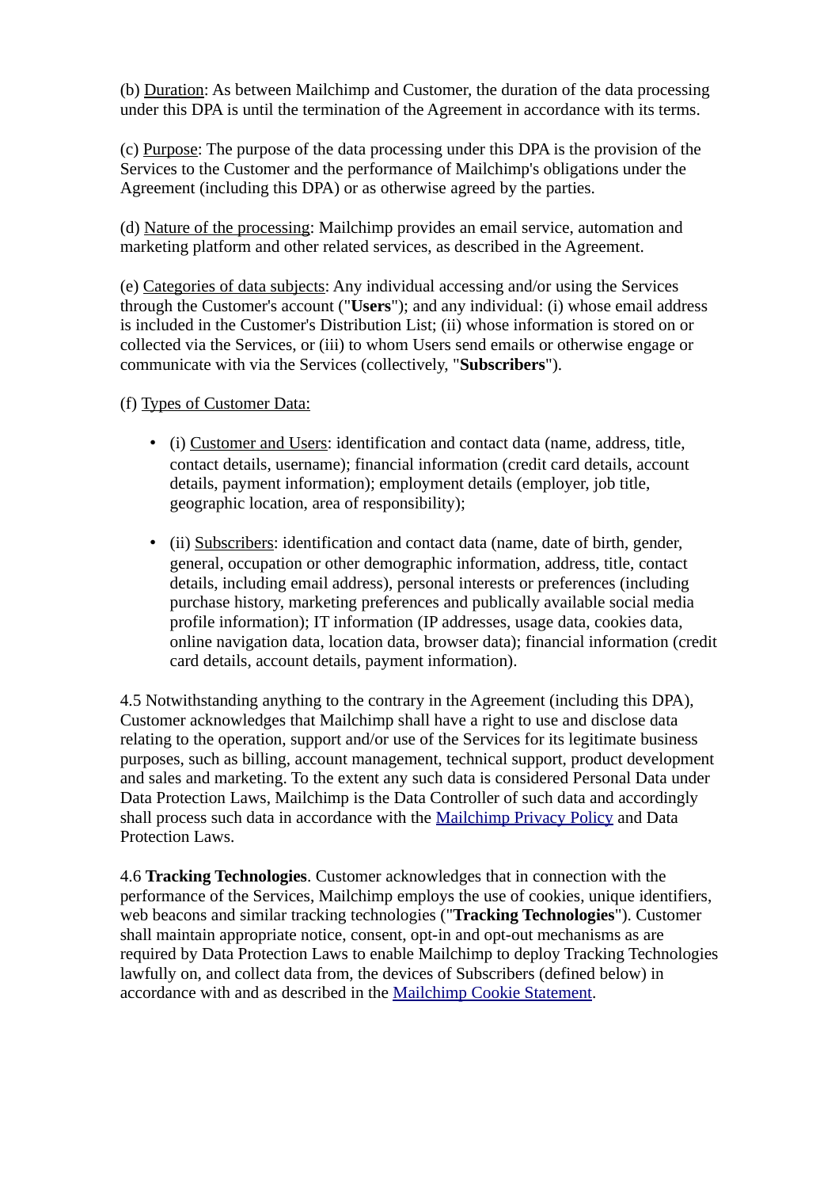(b) Duration: As between Mailchimp and Customer, the duration of the data processing under this DPA is until the termination of the Agreement in accordance with its terms.

(c) Purpose: The purpose of the data processing under this DPA is the provision of the Services to the Customer and the performance of Mailchimp's obligations under the Agreement (including this DPA) or as otherwise agreed by the parties.

(d) Nature of the processing: Mailchimp provides an email service, automation and marketing platform and other related services, as described in the Agreement.

(e) Categories of data subjects: Any individual accessing and/or using the Services through the Customer's account ("**Users**"); and any individual: (i) whose email address is included in the Customer's Distribution List; (ii) whose information is stored on or collected via the Services, or (iii) to whom Users send emails or otherwise engage or communicate with via the Services (collectively, "**Subscribers**").

(f) Types of Customer Data:

- (i) Customer and Users: identification and contact data (name, address, title, contact details, username); financial information (credit card details, account details, payment information); employment details (employer, job title, geographic location, area of responsibility);
- (ii) Subscribers: identification and contact data (name, date of birth, gender, general, occupation or other demographic information, address, title, contact details, including email address), personal interests or preferences (including purchase history, marketing preferences and publically available social media profile information); IT information (IP addresses, usage data, cookies data, online navigation data, location data, browser data); financial information (credit card details, account details, payment information).

4.5 Notwithstanding anything to the contrary in the Agreement (including this DPA), Customer acknowledges that Mailchimp shall have a right to use and disclose data relating to the operation, support and/or use of the Services for its legitimate business purposes, such as billing, account management, technical support, product development and sales and marketing. To the extent any such data is considered Personal Data under Data Protection Laws, Mailchimp is the Data Controller of such data and accordingly shall process such data in accordance with the Mailchimp Privacy Policy and Data Protection Laws.

4.6 **Tracking Technologies**. Customer acknowledges that in connection with the performance of the Services, Mailchimp employs the use of cookies, unique identifiers, web beacons and similar tracking technologies ("**Tracking Technologies**"). Customer shall maintain appropriate notice, consent, opt-in and opt-out mechanisms as are required by Data Protection Laws to enable Mailchimp to deploy Tracking Technologies lawfully on, and collect data from, the devices of Subscribers (defined below) in accordance with and as described in the Mailchimp Cookie Statement.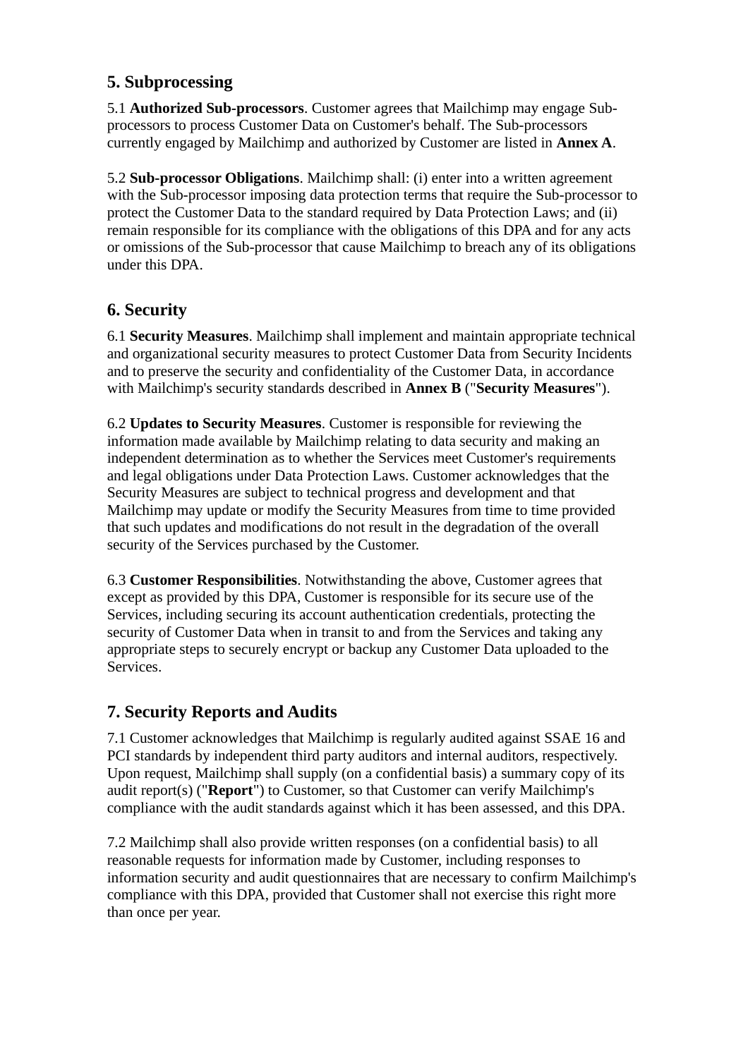## 5. Subprocessing

5.1 **Authorized Sub-processors**. Customer agrees that Mailchimp may engage Sub-processors to process Customer Data on Customer's behalf. The Sub-processors currently engaged by Mailchimp and authorized by Customer are listed in **Annex A**.

5.2 **Sub-processor Obligations**. Mailchimp shall: (i) enter into a written agreement with the Sub-processor imposing data protection terms that require the Sub-processor to protect the Customer Data to the standard required by Data Protection Laws; and (ii) remain responsible for its compliance with the obligations of this DPA and for any acts or omissions of the Sub-processor that cause Mailchimp to breach any of its obligations under this DPA.

## 6. Security

6.1 **Security Measures**. Mailchimp shall implement and maintain appropriate technical and organizational security measures to protect Customer Data from Security Incidents and to preserve the security and confidentiality of the Customer Data, in accordance with Mailchimp's security standards described in **Annex B** ("**Security Measures**").

6.2 **Updates to Security Measures**. Customer is responsible for reviewing the information made available by Mailchimp relating to data security and making an independent determination as to whether the Services meet Customer's requirements and legal obligations under Data Protection Laws. Customer acknowledges that the Security Measures are subject to technical progress and development and that Mailchimp may update or modify the Security Measures from time to time provided that such updates and modifications do not result in the degradation of the overall security of the Services purchased by the Customer.

6.3 **Customer Responsibilities**. Notwithstanding the above, Customer agrees that except as provided by this DPA, Customer is responsible for its secure use of the Services, including securing its account authentication credentials, protecting the security of Customer Data when in transit to and from the Services and taking any appropriate steps to securely encrypt or backup any Customer Data uploaded to the Services.

## 7. Security Reports and Audits

7.1 Customer acknowledges that Mailchimp is regularly audited against SSAE 16 and PCI standards by independent third party auditors and internal auditors, respectively. Upon request, Mailchimp shall supply (on a confidential basis) a summary copy of its audit report(s) ("**Report**") to Customer, so that Customer can verify Mailchimp's compliance with the audit standards against which it has been assessed, and this DPA.

7.2 Mailchimp shall also provide written responses (on a confidential basis) to all reasonable requests for information made by Customer, including responses to information security and audit questionnaires that are necessary to confirm Mailchimp's compliance with this DPA, provided that Customer shall not exercise this right more than once per year.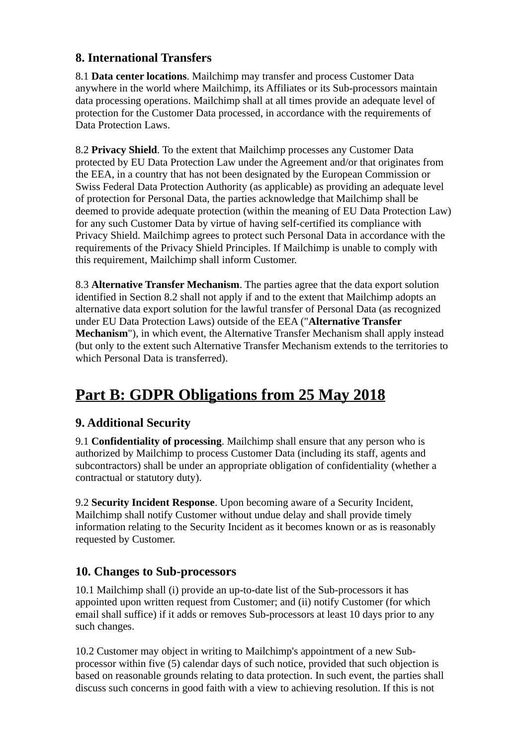### 8. International Transfers

8.1 **Data center locations**. Mailchimp may transfer and process Customer Data anywhere in the world where Mailchimp, its Affiliates or its Sub-processors maintain data processing operations. Mailchimp shall at all times provide an adequate level of protection for the Customer Data processed, in accordance with the requirements of Data Protection Laws.

8.2 **Privacy Shield**. To the extent that Mailchimp processes any Customer Data protected by EU Data Protection Law under the Agreement and/or that originates from the EEA, in a country that has not been designated by the European Commission or Swiss Federal Data Protection Authority (as applicable) as providing an adequate level of protection for Personal Data, the parties acknowledge that Mailchimp shall be deemed to provide adequate protection (within the meaning of EU Data Protection Law) for any such Customer Data by virtue of having self-certified its compliance with Privacy Shield. Mailchimp agrees to protect such Personal Data in accordance with the requirements of the Privacy Shield Principles. If Mailchimp is unable to comply with this requirement, Mailchimp shall inform Customer.

8.3 **Alternative Transfer Mechanism**. The parties agree that the data export solution identified in Section 8.2 shall not apply if and to the extent that Mailchimp adopts an alternative data export solution for the lawful transfer of Personal Data (as recognized under EU Data Protection Laws) outside of the EEA ("**Alternative Transfer Mechanism**"), in which event, the Alternative Transfer Mechanism shall apply instead (but only to the extent such Alternative Transfer Mechanism extends to the territories to which Personal Data is transferred).

## Part B: GDPR Obligations from 25 May 2018

### 9. Additional Security

9.1 **Confidentiality of processing**. Mailchimp shall ensure that any person who is authorized by Mailchimp to process Customer Data (including its staff, agents and subcontractors) shall be under an appropriate obligation of confidentiality (whether a contractual or statutory duty).

9.2 **Security Incident Response**. Upon becoming aware of a Security Incident, Mailchimp shall notify Customer without undue delay and shall provide timely information relating to the Security Incident as it becomes known or as is reasonably requested by Customer.

### 10. Changes to Sub-processors

10.1 Mailchimp shall (i) provide an up-to-date list of the Sub-processors it has appointed upon written request from Customer; and (ii) notify Customer (for which email shall suffice) if it adds or removes Sub-processors at least 10 days prior to any such changes.

10.2 Customer may object in writing to Mailchimp's appointment of a new Sub-processor within five (5) calendar days of such notice, provided that such objection is based on reasonable grounds relating to data protection. In such event, the parties shall discuss such concerns in good faith with a view to achieving resolution. If this is not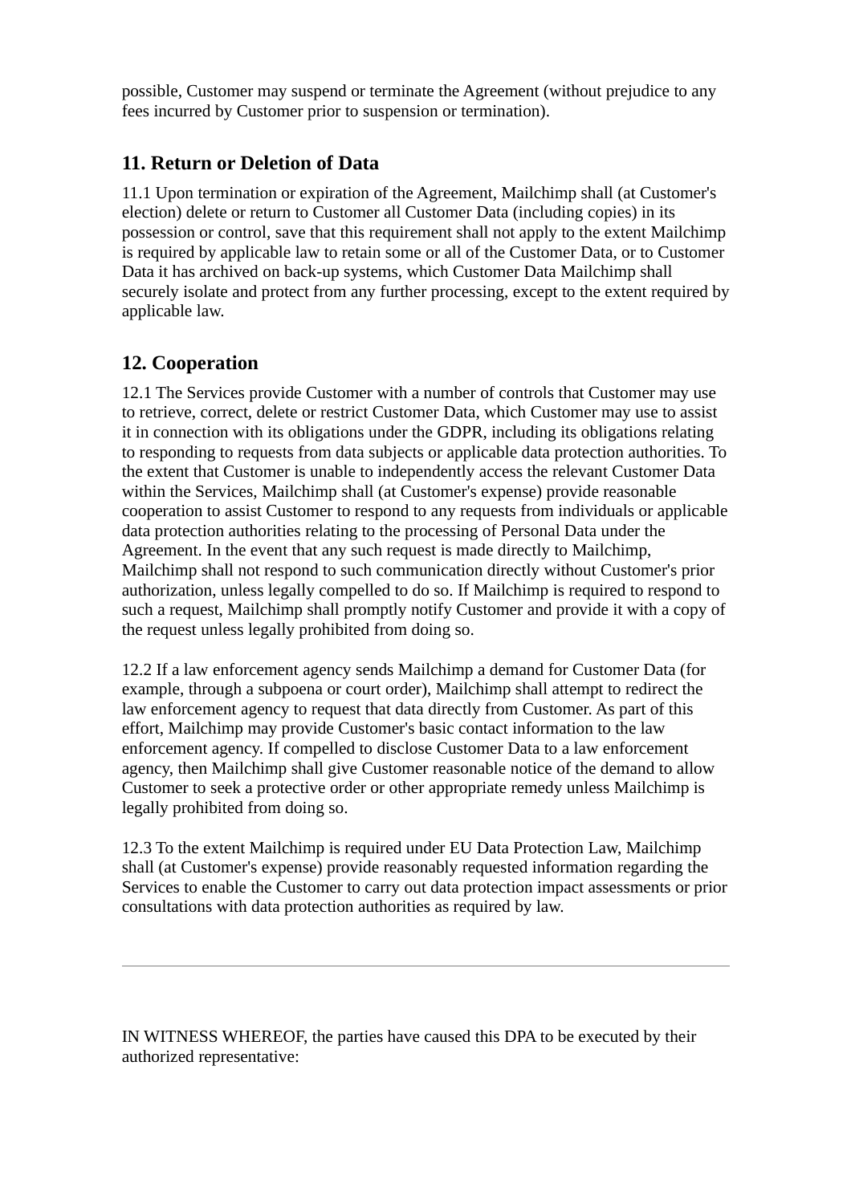possible, Customer may suspend or terminate the Agreement (without prejudice to any fees incurred by Customer prior to suspension or termination).

## 11. Return or Deletion of Data

11.1 Upon termination or expiration of the Agreement, Mailchimp shall (at Customer's election) delete or return to Customer all Customer Data (including copies) in its possession or control, save that this requirement shall not apply to the extent Mailchimp is required by applicable law to retain some or all of the Customer Data, or to Customer Data it has archived on back-up systems, which Customer Data Mailchimp shall securely isolate and protect from any further processing, except to the extent required by applicable law.

## 12. Cooperation

12.1 The Services provide Customer with a number of controls that Customer may use to retrieve, correct, delete or restrict Customer Data, which Customer may use to assist it in connection with its obligations under the GDPR, including its obligations relating to responding to requests from data subjects or applicable data protection authorities. To the extent that Customer is unable to independently access the relevant Customer Data within the Services, Mailchimp shall (at Customer's expense) provide reasonable cooperation to assist Customer to respond to any requests from individuals or applicable data protection authorities relating to the processing of Personal Data under the Agreement. In the event that any such request is made directly to Mailchimp, Mailchimp shall not respond to such communication directly without Customer's prior authorization, unless legally compelled to do so. If Mailchimp is required to respond to such a request, Mailchimp shall promptly notify Customer and provide it with a copy of the request unless legally prohibited from doing so.

12.2 If a law enforcement agency sends Mailchimp a demand for Customer Data (for example, through a subpoena or court order), Mailchimp shall attempt to redirect the law enforcement agency to request that data directly from Customer. As part of this effort, Mailchimp may provide Customer's basic contact information to the law enforcement agency. If compelled to disclose Customer Data to a law enforcement agency, then Mailchimp shall give Customer reasonable notice of the demand to allow Customer to seek a protective order or other appropriate remedy unless Mailchimp is legally prohibited from doing so.

12.3 To the extent Mailchimp is required under EU Data Protection Law, Mailchimp shall (at Customer's expense) provide reasonably requested information regarding the Services to enable the Customer to carry out data protection impact assessments or prior consultations with data protection authorities as required by law.

---

IN WITNESS WHEREOF, the parties have caused this DPA to be executed by their authorized representative: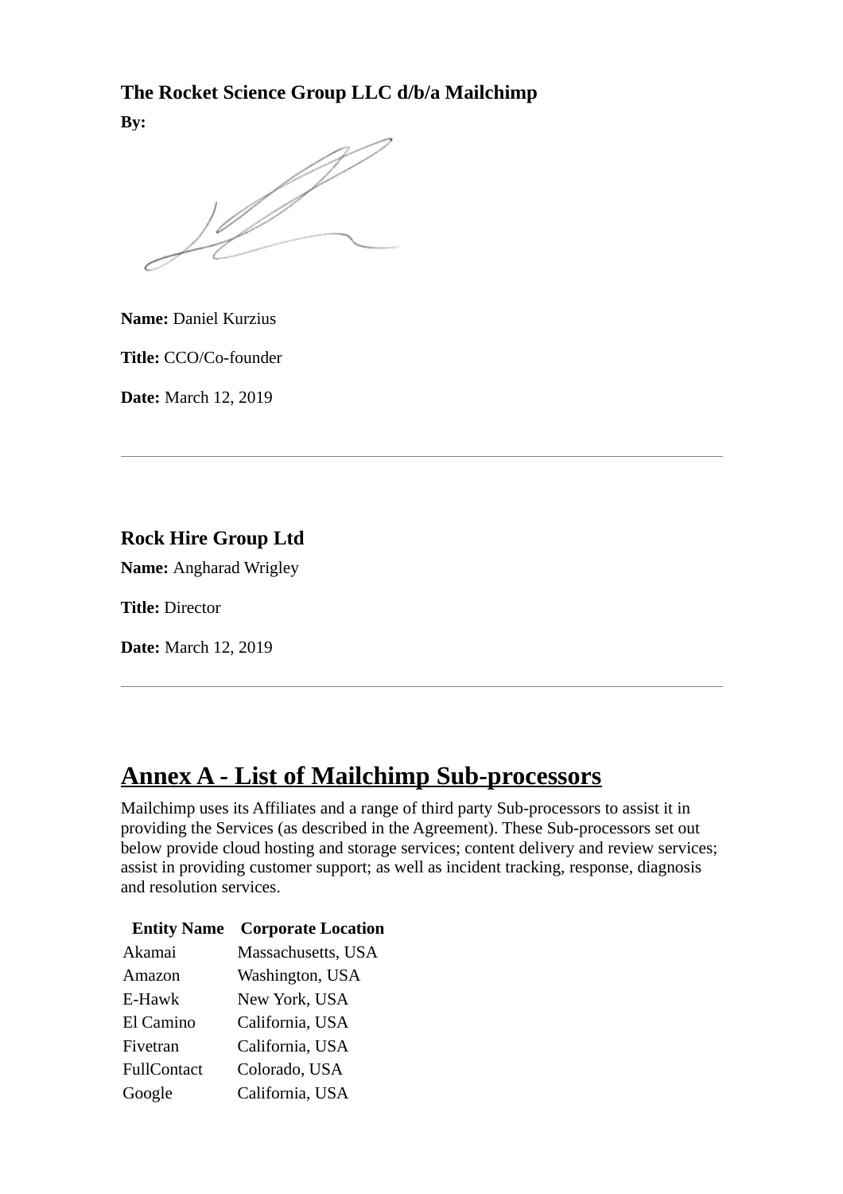**The Rocket Science Group LLC d/b/a Mailchimp**

**By:**

**Name:** Daniel Kurzius

**Title:** CCO/Co-founder

**Date:** March 12, 2019

---

**Rock Hire Group Ltd**

**Name:** Angharad Wrigley

**Title:** Director

**Date:** March 12, 2019

---

# Annex A - List of Mailchimp Sub-processors

Mailchimp uses its Affiliates and a range of third party Sub-processors to assist it in providing the Services (as described in the Agreement). These Sub-processors set out below provide cloud hosting and storage services; content delivery and review services; assist in providing customer support; as well as incident tracking, response, diagnosis and resolution services.

| Entity Name | Corporate Location |
| --- | --- |
| Akamai | Massachusetts, USA |
| Amazon | Washington, USA |
| E-Hawk | New York, USA |
| El Camino | California, USA |
| Fivetran | California, USA |
| FullContact | Colorado, USA |
| Google | California, USA |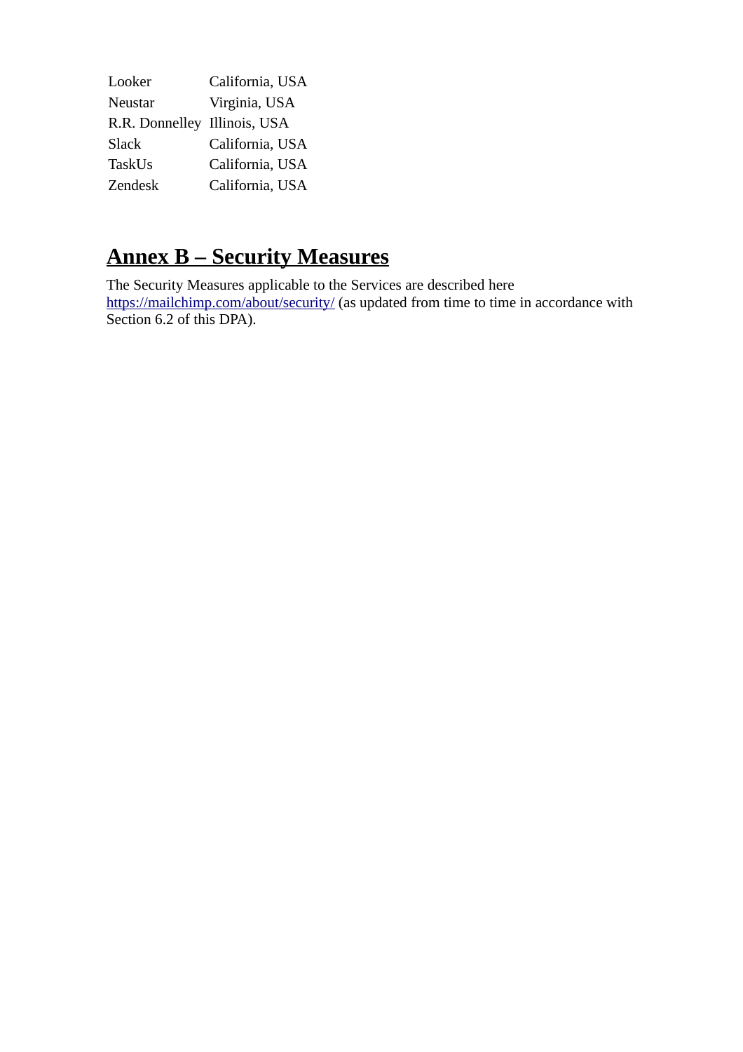| | |
|---|---|
| Looker | California, USA |
| Neustar | Virginia, USA |
| R.R. Donnelley | Illinois, USA |
| Slack | California, USA |
| TaskUs | California, USA |
| Zendesk | California, USA |

## Annex B – Security Measures

The Security Measures applicable to the Services are described here https://mailchimp.com/about/security/ (as updated from time to time in accordance with Section 6.2 of this DPA).